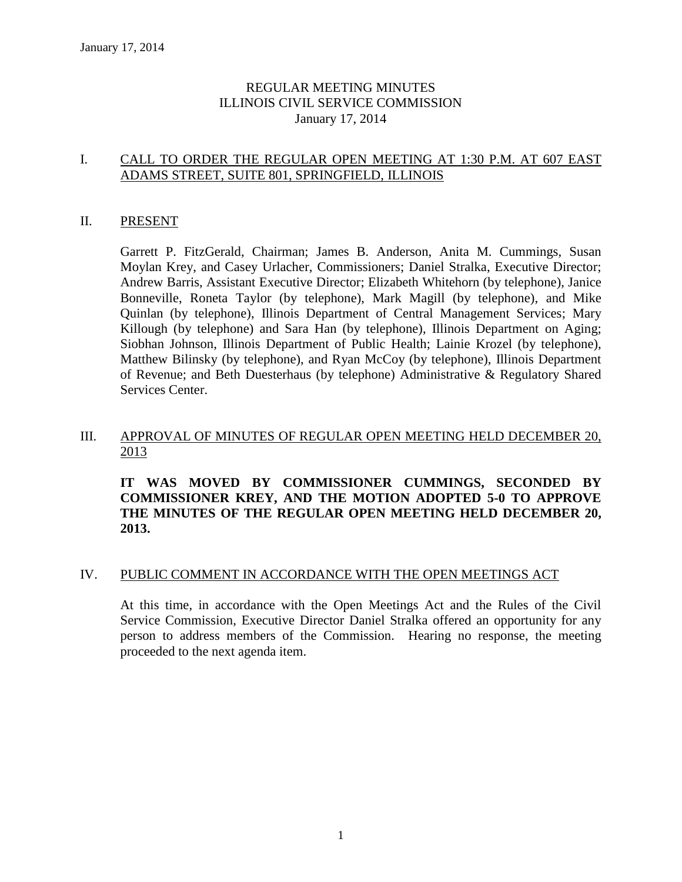January 17, 2014

# REGULAR MEETING MINUTES
# ILLINOIS CIVIL SERVICE COMMISSION
# January 17, 2014

## I. CALL TO ORDER THE REGULAR OPEN MEETING AT 1:30 P.M. AT 607 EAST ADAMS STREET, SUITE 801, SPRINGFIELD, ILLINOIS

## II. PRESENT

Garrett P. FitzGerald, Chairman; James B. Anderson, Anita M. Cummings, Susan Moylan Krey, and Casey Urlacher, Commissioners; Daniel Stralka, Executive Director; Andrew Barris, Assistant Executive Director; Elizabeth Whitehorn (by telephone), Janice Bonneville, Roneta Taylor (by telephone), Mark Magill (by telephone), and Mike Quinlan (by telephone), Illinois Department of Central Management Services; Mary Killough (by telephone) and Sara Han (by telephone), Illinois Department on Aging; Siobhan Johnson, Illinois Department of Public Health; Lainie Krozel (by telephone), Matthew Bilinsky (by telephone), and Ryan McCoy (by telephone), Illinois Department of Revenue; and Beth Duesterhaus (by telephone) Administrative & Regulatory Shared Services Center.

## III. APPROVAL OF MINUTES OF REGULAR OPEN MEETING HELD DECEMBER 20, 2013

**IT WAS MOVED BY COMMISSIONER CUMMINGS, SECONDED BY COMMISSIONER KREY, AND THE MOTION ADOPTED 5-0 TO APPROVE THE MINUTES OF THE REGULAR OPEN MEETING HELD DECEMBER 20, 2013.**

## IV. PUBLIC COMMENT IN ACCORDANCE WITH THE OPEN MEETINGS ACT

At this time, in accordance with the Open Meetings Act and the Rules of the Civil Service Commission, Executive Director Daniel Stralka offered an opportunity for any person to address members of the Commission. Hearing no response, the meeting proceeded to the next agenda item.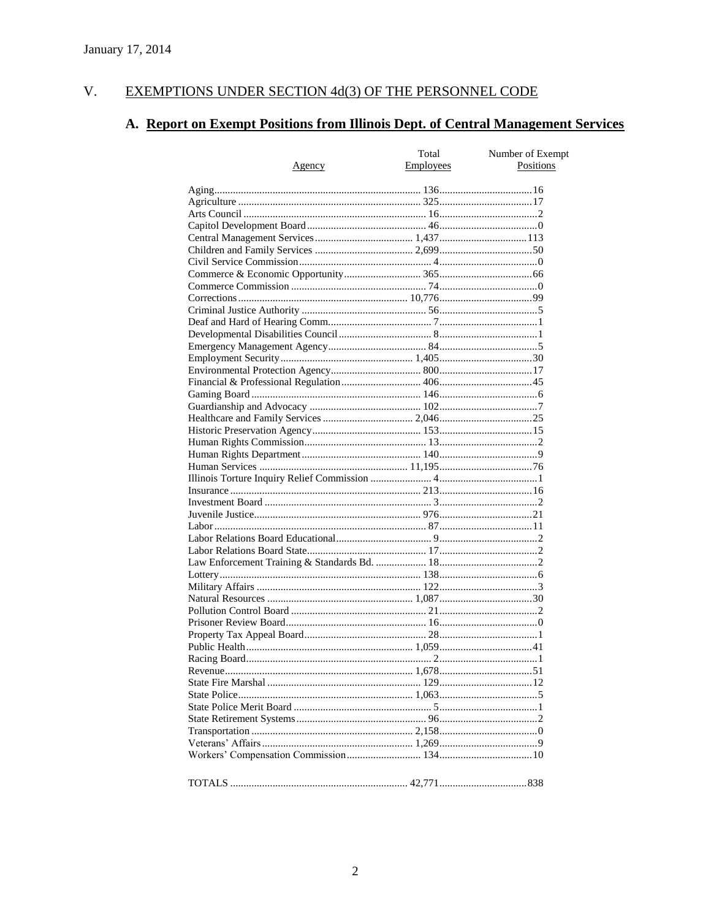January 17, 2014

## V. EXEMPTIONS UNDER SECTION 4d(3) OF THE PERSONNEL CODE

### A. **Report on Exempt Positions from Illinois Dept. of Central Management Services**

| Agency | Total Employees | Number of Exempt Positions |
|---|---|---|
| Aging | 136 | 16 |
| Agriculture | 325 | 17 |
| Arts Council | 16 | 2 |
| Capitol Development Board | 46 | 0 |
| Central Management Services | 1,437 | 113 |
| Children and Family Services | 2,699 | 50 |
| Civil Service Commission | 4 | 0 |
| Commerce & Economic Opportunity | 365 | 66 |
| Commerce Commission | 74 | 0 |
| Corrections | 10,776 | 99 |
| Criminal Justice Authority | 56 | 5 |
| Deaf and Hard of Hearing Comm. | 7 | 1 |
| Developmental Disabilities Council | 8 | 1 |
| Emergency Management Agency | 84 | 5 |
| Employment Security | 1,405 | 30 |
| Environmental Protection Agency | 800 | 17 |
| Financial & Professional Regulation | 406 | 45 |
| Gaming Board | 146 | 6 |
| Guardianship and Advocacy | 102 | 7 |
| Healthcare and Family Services | 2,046 | 25 |
| Historic Preservation Agency | 153 | 15 |
| Human Rights Commission | 13 | 2 |
| Human Rights Department | 140 | 9 |
| Human Services | 11,195 | 76 |
| Illinois Torture Inquiry Relief Commission | 4 | 1 |
| Insurance | 213 | 16 |
| Investment Board | 3 | 2 |
| Juvenile Justice | 976 | 21 |
| Labor | 87 | 11 |
| Labor Relations Board Educational | 9 | 2 |
| Labor Relations Board State | 17 | 2 |
| Law Enforcement Training & Standards Bd. | 18 | 2 |
| Lottery | 138 | 6 |
| Military Affairs | 122 | 3 |
| Natural Resources | 1,087 | 30 |
| Pollution Control Board | 21 | 2 |
| Prisoner Review Board | 16 | 0 |
| Property Tax Appeal Board | 28 | 1 |
| Public Health | 1,059 | 41 |
| Racing Board | 2 | 1 |
| Revenue | 1,678 | 51 |
| State Fire Marshal | 129 | 12 |
| State Police | 1,063 | 5 |
| State Police Merit Board | 5 | 1 |
| State Retirement Systems | 96 | 2 |
| Transportation | 2,158 | 0 |
| Veterans' Affairs | 1,269 | 9 |
| Workers' Compensation Commission | 134 | 10 |
| TOTALS | 42,771 | 838 |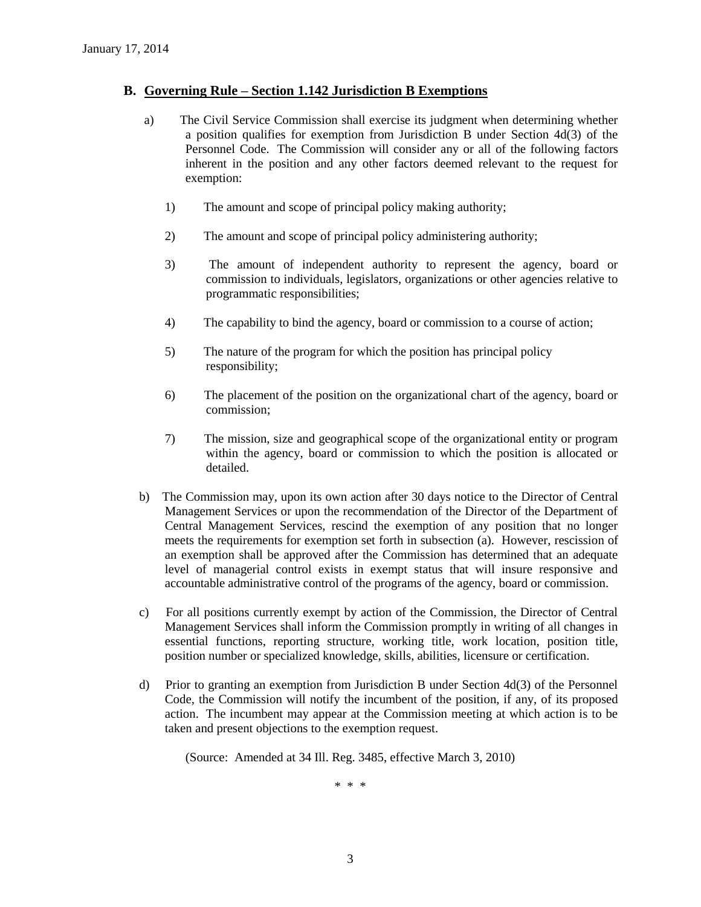## B. Governing Rule – Section 1.142 Jurisdiction B Exemptions

a) The Civil Service Commission shall exercise its judgment when determining whether a position qualifies for exemption from Jurisdiction B under Section 4d(3) of the Personnel Code. The Commission will consider any or all of the following factors inherent in the position and any other factors deemed relevant to the request for exemption:

1) The amount and scope of principal policy making authority;

2) The amount and scope of principal policy administering authority;

3) The amount of independent authority to represent the agency, board or commission to individuals, legislators, organizations or other agencies relative to programmatic responsibilities;

4) The capability to bind the agency, board or commission to a course of action;

5) The nature of the program for which the position has principal policy responsibility;

6) The placement of the position on the organizational chart of the agency, board or commission;

7) The mission, size and geographical scope of the organizational entity or program within the agency, board or commission to which the position is allocated or detailed.

b) The Commission may, upon its own action after 30 days notice to the Director of Central Management Services or upon the recommendation of the Director of the Department of Central Management Services, rescind the exemption of any position that no longer meets the requirements for exemption set forth in subsection (a). However, rescission of an exemption shall be approved after the Commission has determined that an adequate level of managerial control exists in exempt status that will insure responsive and accountable administrative control of the programs of the agency, board or commission.

c) For all positions currently exempt by action of the Commission, the Director of Central Management Services shall inform the Commission promptly in writing of all changes in essential functions, reporting structure, working title, work location, position title, position number or specialized knowledge, skills, abilities, licensure or certification.

d) Prior to granting an exemption from Jurisdiction B under Section 4d(3) of the Personnel Code, the Commission will notify the incumbent of the position, if any, of its proposed action. The incumbent may appear at the Commission meeting at which action is to be taken and present objections to the exemption request.

(Source: Amended at 34 Ill. Reg. 3485, effective March 3, 2010)

\* \* \*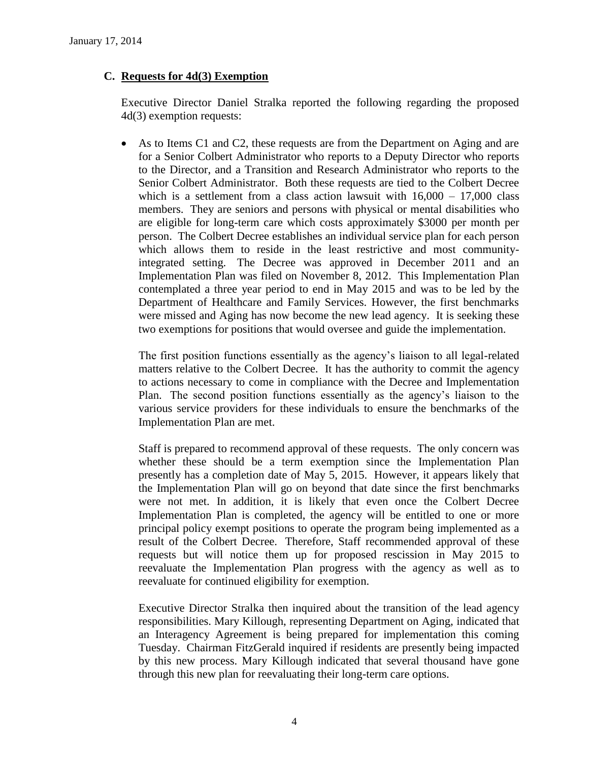### C. Requests for 4d(3) Exemption

Executive Director Daniel Stralka reported the following regarding the proposed 4d(3) exemption requests:

- As to Items C1 and C2, these requests are from the Department on Aging and are for a Senior Colbert Administrator who reports to a Deputy Director who reports to the Director, and a Transition and Research Administrator who reports to the Senior Colbert Administrator. Both these requests are tied to the Colbert Decree which is a settlement from a class action lawsuit with 16,000 – 17,000 class members. They are seniors and persons with physical or mental disabilities who are eligible for long-term care which costs approximately $3000 per month per person. The Colbert Decree establishes an individual service plan for each person which allows them to reside in the least restrictive and most community-integrated setting. The Decree was approved in December 2011 and an Implementation Plan was filed on November 8, 2012. This Implementation Plan contemplated a three year period to end in May 2015 and was to be led by the Department of Healthcare and Family Services. However, the first benchmarks were missed and Aging has now become the new lead agency. It is seeking these two exemptions for positions that would oversee and guide the implementation.

  The first position functions essentially as the agency's liaison to all legal-related matters relative to the Colbert Decree. It has the authority to commit the agency to actions necessary to come in compliance with the Decree and Implementation Plan. The second position functions essentially as the agency's liaison to the various service providers for these individuals to ensure the benchmarks of the Implementation Plan are met.

  Staff is prepared to recommend approval of these requests. The only concern was whether these should be a term exemption since the Implementation Plan presently has a completion date of May 5, 2015. However, it appears likely that the Implementation Plan will go on beyond that date since the first benchmarks were not met. In addition, it is likely that even once the Colbert Decree Implementation Plan is completed, the agency will be entitled to one or more principal policy exempt positions to operate the program being implemented as a result of the Colbert Decree. Therefore, Staff recommended approval of these requests but will notice them up for proposed rescission in May 2015 to reevaluate the Implementation Plan progress with the agency as well as to reevaluate for continued eligibility for exemption.

  Executive Director Stralka then inquired about the transition of the lead agency responsibilities. Mary Killough, representing Department on Aging, indicated that an Interagency Agreement is being prepared for implementation this coming Tuesday. Chairman FitzGerald inquired if residents are presently being impacted by this new process. Mary Killough indicated that several thousand have gone through this new plan for reevaluating their long-term care options.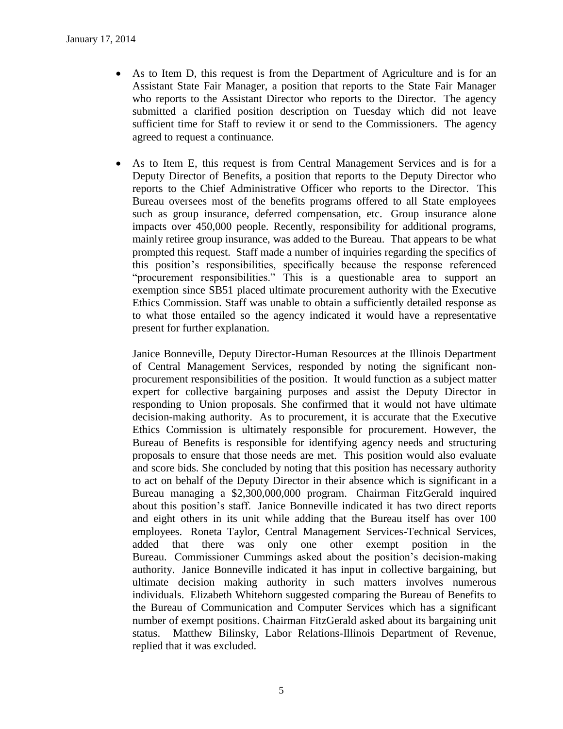- As to Item D, this request is from the Department of Agriculture and is for an Assistant State Fair Manager, a position that reports to the State Fair Manager who reports to the Assistant Director who reports to the Director. The agency submitted a clarified position description on Tuesday which did not leave sufficient time for Staff to review it or send to the Commissioners. The agency agreed to request a continuance.

- As to Item E, this request is from Central Management Services and is for a Deputy Director of Benefits, a position that reports to the Deputy Director who reports to the Chief Administrative Officer who reports to the Director. This Bureau oversees most of the benefits programs offered to all State employees such as group insurance, deferred compensation, etc. Group insurance alone impacts over 450,000 people. Recently, responsibility for additional programs, mainly retiree group insurance, was added to the Bureau. That appears to be what prompted this request. Staff made a number of inquiries regarding the specifics of this position's responsibilities, specifically because the response referenced "procurement responsibilities." This is a questionable area to support an exemption since SB51 placed ultimate procurement authority with the Executive Ethics Commission. Staff was unable to obtain a sufficiently detailed response as to what those entailed so the agency indicated it would have a representative present for further explanation.

  Janice Bonneville, Deputy Director-Human Resources at the Illinois Department of Central Management Services, responded by noting the significant non-procurement responsibilities of the position. It would function as a subject matter expert for collective bargaining purposes and assist the Deputy Director in responding to Union proposals. She confirmed that it would not have ultimate decision-making authority. As to procurement, it is accurate that the Executive Ethics Commission is ultimately responsible for procurement. However, the Bureau of Benefits is responsible for identifying agency needs and structuring proposals to ensure that those needs are met. This position would also evaluate and score bids. She concluded by noting that this position has necessary authority to act on behalf of the Deputy Director in their absence which is significant in a Bureau managing a $2,300,000,000 program. Chairman FitzGerald inquired about this position's staff. Janice Bonneville indicated it has two direct reports and eight others in its unit while adding that the Bureau itself has over 100 employees. Roneta Taylor, Central Management Services-Technical Services, added that there was only one other exempt position in the Bureau. Commissioner Cummings asked about the position's decision-making authority. Janice Bonneville indicated it has input in collective bargaining, but ultimate decision making authority in such matters involves numerous individuals. Elizabeth Whitehorn suggested comparing the Bureau of Benefits to the Bureau of Communication and Computer Services which has a significant number of exempt positions. Chairman FitzGerald asked about its bargaining unit status. Matthew Bilinsky, Labor Relations-Illinois Department of Revenue, replied that it was excluded.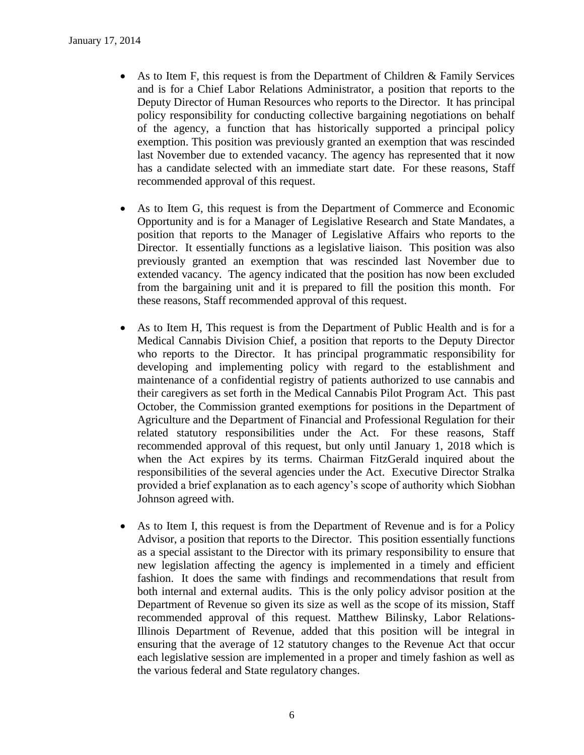- As to Item F, this request is from the Department of Children & Family Services and is for a Chief Labor Relations Administrator, a position that reports to the Deputy Director of Human Resources who reports to the Director. It has principal policy responsibility for conducting collective bargaining negotiations on behalf of the agency, a function that has historically supported a principal policy exemption. This position was previously granted an exemption that was rescinded last November due to extended vacancy. The agency has represented that it now has a candidate selected with an immediate start date. For these reasons, Staff recommended approval of this request.

- As to Item G, this request is from the Department of Commerce and Economic Opportunity and is for a Manager of Legislative Research and State Mandates, a position that reports to the Manager of Legislative Affairs who reports to the Director. It essentially functions as a legislative liaison. This position was also previously granted an exemption that was rescinded last November due to extended vacancy. The agency indicated that the position has now been excluded from the bargaining unit and it is prepared to fill the position this month. For these reasons, Staff recommended approval of this request.

- As to Item H, This request is from the Department of Public Health and is for a Medical Cannabis Division Chief, a position that reports to the Deputy Director who reports to the Director. It has principal programmatic responsibility for developing and implementing policy with regard to the establishment and maintenance of a confidential registry of patients authorized to use cannabis and their caregivers as set forth in the Medical Cannabis Pilot Program Act. This past October, the Commission granted exemptions for positions in the Department of Agriculture and the Department of Financial and Professional Regulation for their related statutory responsibilities under the Act. For these reasons, Staff recommended approval of this request, but only until January 1, 2018 which is when the Act expires by its terms. Chairman FitzGerald inquired about the responsibilities of the several agencies under the Act. Executive Director Stralka provided a brief explanation as to each agency's scope of authority which Siobhan Johnson agreed with.

- As to Item I, this request is from the Department of Revenue and is for a Policy Advisor, a position that reports to the Director. This position essentially functions as a special assistant to the Director with its primary responsibility to ensure that new legislation affecting the agency is implemented in a timely and efficient fashion. It does the same with findings and recommendations that result from both internal and external audits. This is the only policy advisor position at the Department of Revenue so given its size as well as the scope of its mission, Staff recommended approval of this request. Matthew Bilinsky, Labor Relations-Illinois Department of Revenue, added that this position will be integral in ensuring that the average of 12 statutory changes to the Revenue Act that occur each legislative session are implemented in a proper and timely fashion as well as the various federal and State regulatory changes.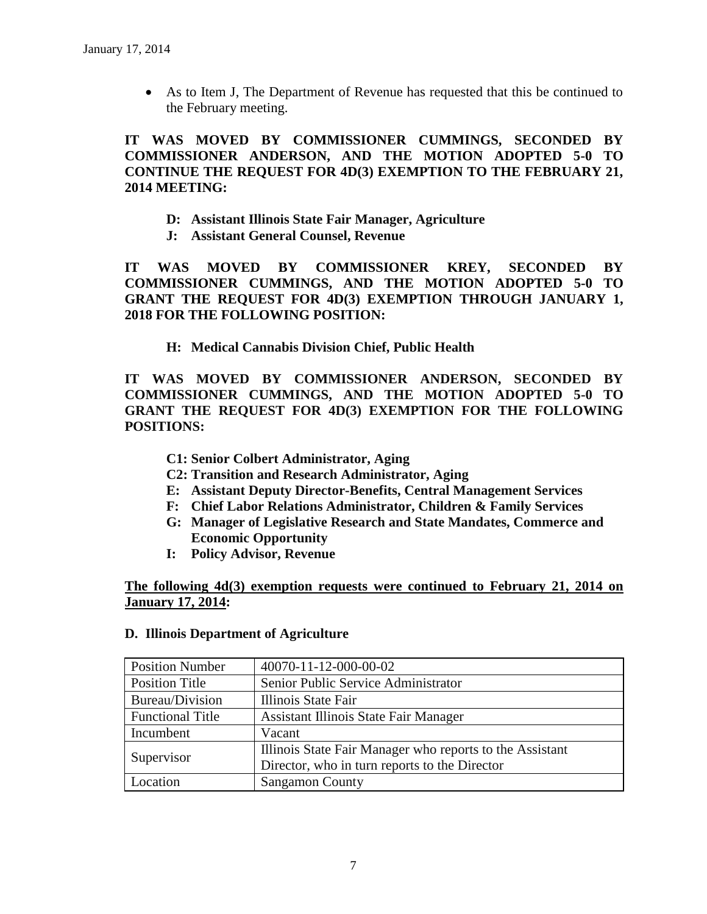- As to Item J, The Department of Revenue has requested that this be continued to the February meeting.

**IT WAS MOVED BY COMMISSIONER CUMMINGS, SECONDED BY COMMISSIONER ANDERSON, AND THE MOTION ADOPTED 5-0 TO CONTINUE THE REQUEST FOR 4D(3) EXEMPTION TO THE FEBRUARY 21, 2014 MEETING:**

- **D: Assistant Illinois State Fair Manager, Agriculture**
- **J: Assistant General Counsel, Revenue**

**IT WAS MOVED BY COMMISSIONER KREY, SECONDED BY COMMISSIONER CUMMINGS, AND THE MOTION ADOPTED 5-0 TO GRANT THE REQUEST FOR 4D(3) EXEMPTION THROUGH JANUARY 1, 2018 FOR THE FOLLOWING POSITION:**

- **H: Medical Cannabis Division Chief, Public Health**

**IT WAS MOVED BY COMMISSIONER ANDERSON, SECONDED BY COMMISSIONER CUMMINGS, AND THE MOTION ADOPTED 5-0 TO GRANT THE REQUEST FOR 4D(3) EXEMPTION FOR THE FOLLOWING POSITIONS:**

- **C1: Senior Colbert Administrator, Aging**
- **C2: Transition and Research Administrator, Aging**
- **E: Assistant Deputy Director-Benefits, Central Management Services**
- **F: Chief Labor Relations Administrator, Children & Family Services**
- **G: Manager of Legislative Research and State Mandates, Commerce and Economic Opportunity**
- **I: Policy Advisor, Revenue**

**<u>The following 4d(3) exemption requests were continued to February 21, 2014 on January 17, 2014</u>:**

**D. Illinois Department of Agriculture**

| Position Number | 40070-11-12-000-00-02 |
|---|---|
| Position Title | Senior Public Service Administrator |
| Bureau/Division | Illinois State Fair |
| Functional Title | Assistant Illinois State Fair Manager |
| Incumbent | Vacant |
| Supervisor | Illinois State Fair Manager who reports to the Assistant Director, who in turn reports to the Director |
| Location | Sangamon County |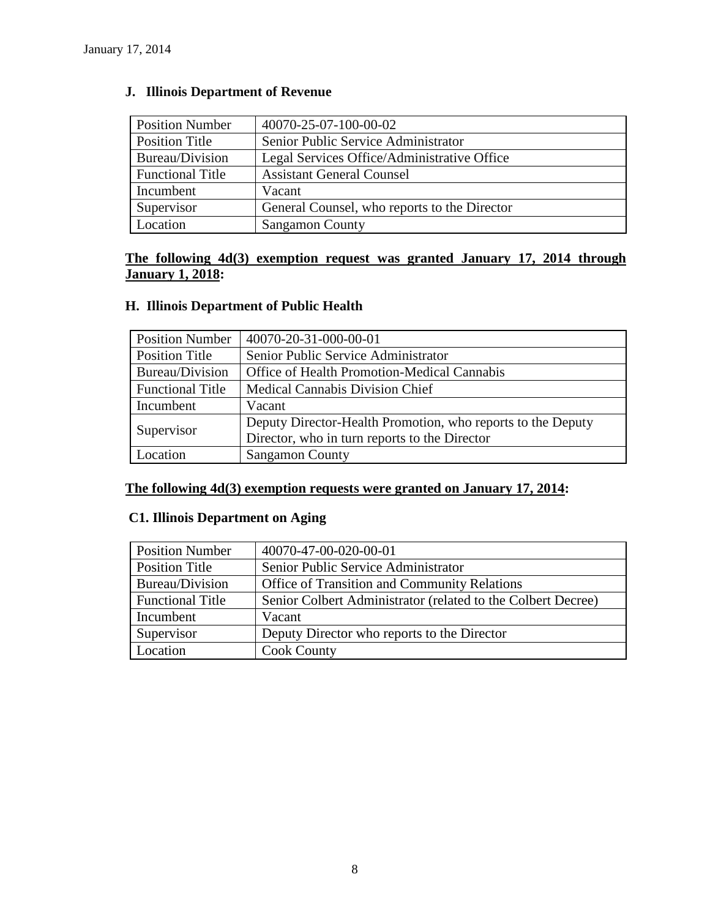January 17, 2014

## J. Illinois Department of Revenue

| Position Number | 40070-25-07-100-00-02 |
|---|---|
| Position Title | Senior Public Service Administrator |
| Bureau/Division | Legal Services Office/Administrative Office |
| Functional Title | Assistant General Counsel |
| Incumbent | Vacant |
| Supervisor | General Counsel, who reports to the Director |
| Location | Sangamon County |

**The following 4d(3) exemption request was granted January 17, 2014 through January 1, 2018:**

## H. Illinois Department of Public Health

| Position Number | 40070-20-31-000-00-01 |
|---|---|
| Position Title | Senior Public Service Administrator |
| Bureau/Division | Office of Health Promotion-Medical Cannabis |
| Functional Title | Medical Cannabis Division Chief |
| Incumbent | Vacant |
| Supervisor | Deputy Director-Health Promotion, who reports to the Deputy Director, who in turn reports to the Director |
| Location | Sangamon County |

**The following 4d(3) exemption requests were granted on January 17, 2014:**

## C1. Illinois Department on Aging

| Position Number | 40070-47-00-020-00-01 |
|---|---|
| Position Title | Senior Public Service Administrator |
| Bureau/Division | Office of Transition and Community Relations |
| Functional Title | Senior Colbert Administrator (related to the Colbert Decree) |
| Incumbent | Vacant |
| Supervisor | Deputy Director who reports to the Director |
| Location | Cook County |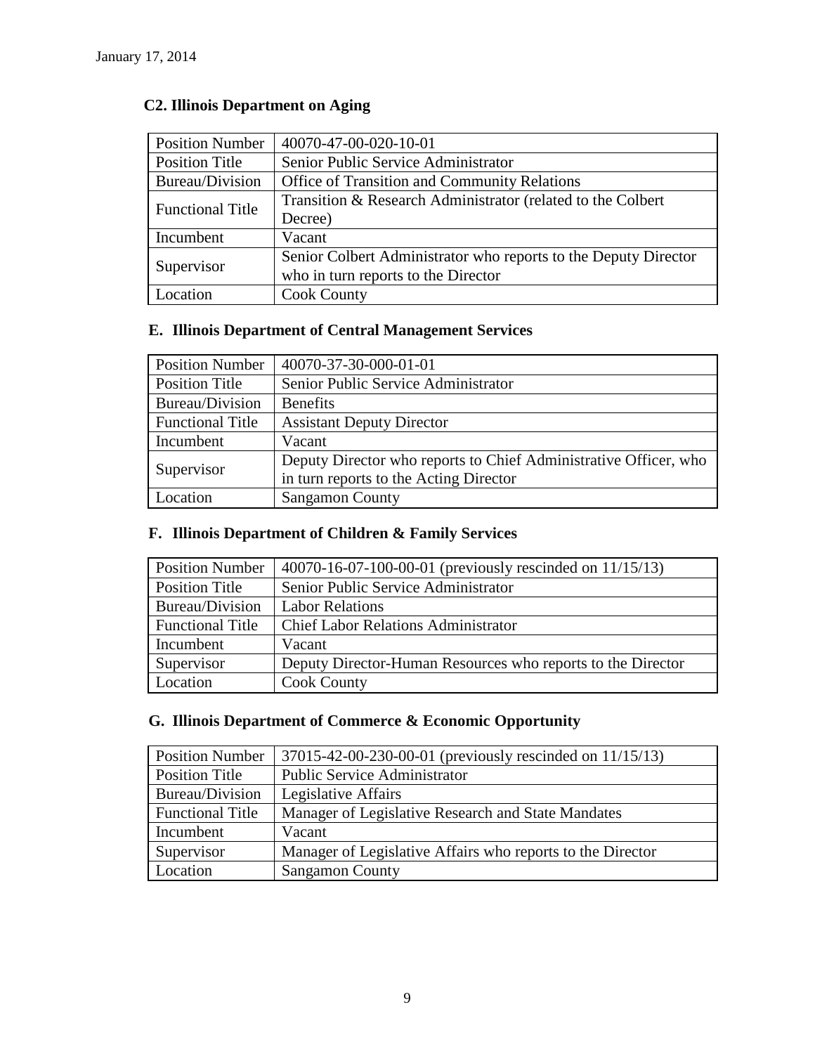January 17, 2014

### C2. Illinois Department on Aging

| Position Number | 40070-47-00-020-10-01 |
|---|---|
| Position Title | Senior Public Service Administrator |
| Bureau/Division | Office of Transition and Community Relations |
| Functional Title | Transition & Research Administrator (related to the Colbert Decree) |
| Incumbent | Vacant |
| Supervisor | Senior Colbert Administrator who reports to the Deputy Director who in turn reports to the Director |
| Location | Cook County |

### E. Illinois Department of Central Management Services

| Position Number | 40070-37-30-000-01-01 |
|---|---|
| Position Title | Senior Public Service Administrator |
| Bureau/Division | Benefits |
| Functional Title | Assistant Deputy Director |
| Incumbent | Vacant |
| Supervisor | Deputy Director who reports to Chief Administrative Officer, who in turn reports to the Acting Director |
| Location | Sangamon County |

### F. Illinois Department of Children & Family Services

| Position Number | 40070-16-07-100-00-01 (previously rescinded on 11/15/13) |
|---|---|
| Position Title | Senior Public Service Administrator |
| Bureau/Division | Labor Relations |
| Functional Title | Chief Labor Relations Administrator |
| Incumbent | Vacant |
| Supervisor | Deputy Director-Human Resources who reports to the Director |
| Location | Cook County |

### G. Illinois Department of Commerce & Economic Opportunity

| Position Number | 37015-42-00-230-00-01 (previously rescinded on 11/15/13) |
|---|---|
| Position Title | Public Service Administrator |
| Bureau/Division | Legislative Affairs |
| Functional Title | Manager of Legislative Research and State Mandates |
| Incumbent | Vacant |
| Supervisor | Manager of Legislative Affairs who reports to the Director |
| Location | Sangamon County |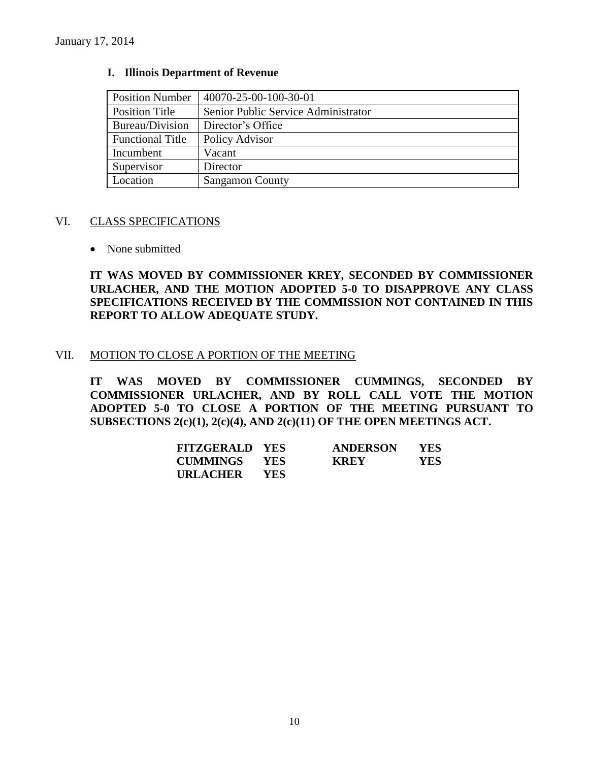January 17, 2014

### I. Illinois Department of Revenue

| Position Number | 40070-25-00-100-30-01 |
|---|---|
| Position Title | Senior Public Service Administrator |
| Bureau/Division | Director's Office |
| Functional Title | Policy Advisor |
| Incumbent | Vacant |
| Supervisor | Director |
| Location | Sangamon County |

## VI. CLASS SPECIFICATIONS

- None submitted

**IT WAS MOVED BY COMMISSIONER KREY, SECONDED BY COMMISSIONER URLACHER, AND THE MOTION ADOPTED 5-0 TO DISAPPROVE ANY CLASS SPECIFICATIONS RECEIVED BY THE COMMISSION NOT CONTAINED IN THIS REPORT TO ALLOW ADEQUATE STUDY.**

## VII. MOTION TO CLOSE A PORTION OF THE MEETING

**IT WAS MOVED BY COMMISSIONER CUMMINGS, SECONDED BY COMMISSIONER URLACHER, AND BY ROLL CALL VOTE THE MOTION ADOPTED 5-0 TO CLOSE A PORTION OF THE MEETING PURSUANT TO SUBSECTIONS 2(c)(1), 2(c)(4), AND 2(c)(11) OF THE OPEN MEETINGS ACT.**

| | | | |
|---|---|---|---|
| **FITZGERALD** | **YES** | **ANDERSON** | **YES** |
| **CUMMINGS** | **YES** | **KREY** | **YES** |
| **URLACHER** | **YES** | | |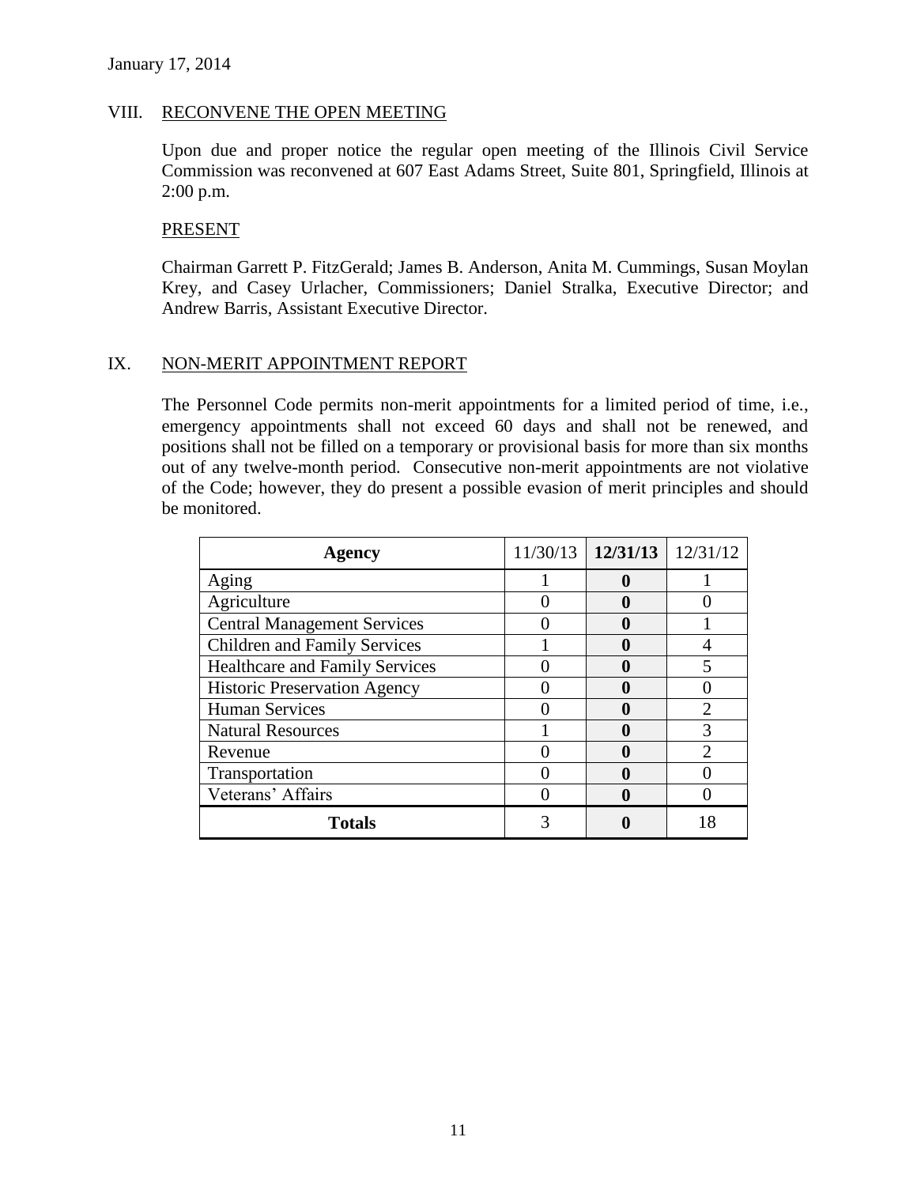January 17, 2014

## VIII. RECONVENE THE OPEN MEETING

Upon due and proper notice the regular open meeting of the Illinois Civil Service Commission was reconvened at 607 East Adams Street, Suite 801, Springfield, Illinois at 2:00 p.m.

### PRESENT

Chairman Garrett P. FitzGerald; James B. Anderson, Anita M. Cummings, Susan Moylan Krey, and Casey Urlacher, Commissioners; Daniel Stralka, Executive Director; and Andrew Barris, Assistant Executive Director.

## IX. NON-MERIT APPOINTMENT REPORT

The Personnel Code permits non-merit appointments for a limited period of time, i.e., emergency appointments shall not exceed 60 days and shall not be renewed, and positions shall not be filled on a temporary or provisional basis for more than six months out of any twelve-month period. Consecutive non-merit appointments are not violative of the Code; however, they do present a possible evasion of merit principles and should be monitored.

| Agency | 11/30/13 | **12/31/13** | 12/31/12 |
|---|---|---|---|
| Aging | 1 | **0** | 1 |
| Agriculture | 0 | **0** | 0 |
| Central Management Services | 0 | **0** | 1 |
| Children and Family Services | 1 | **0** | 4 |
| Healthcare and Family Services | 0 | **0** | 5 |
| Historic Preservation Agency | 0 | **0** | 0 |
| Human Services | 0 | **0** | 2 |
| Natural Resources | 1 | **0** | 3 |
| Revenue | 0 | **0** | 2 |
| Transportation | 0 | **0** | 0 |
| Veterans' Affairs | 0 | **0** | 0 |
| **Totals** | 3 | **0** | 18 |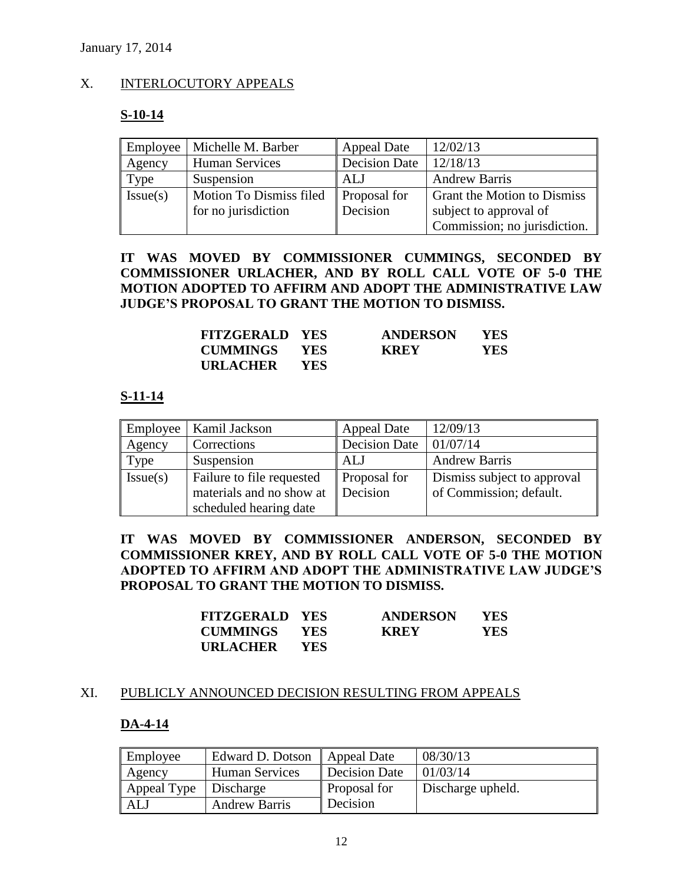January 17, 2014

## X. INTERLOCUTORY APPEALS

### S-10-14

| Employee | Michelle M. Barber | Appeal Date | 12/02/13 |
|---|---|---|---|
| Agency | Human Services | Decision Date | 12/18/13 |
| Type | Suspension | ALJ | Andrew Barris |
| Issue(s) | Motion To Dismiss filed for no jurisdiction | Proposal for Decision | Grant the Motion to Dismiss subject to approval of Commission; no jurisdiction. |

**IT WAS MOVED BY COMMISSIONER CUMMINGS, SECONDED BY COMMISSIONER URLACHER, AND BY ROLL CALL VOTE OF 5-0 THE MOTION ADOPTED TO AFFIRM AND ADOPT THE ADMINISTRATIVE LAW JUDGE'S PROPOSAL TO GRANT THE MOTION TO DISMISS.**

| | | | |
|---|---|---|---|
| **FITZGERALD** | **YES** | **ANDERSON** | **YES** |
| **CUMMINGS** | **YES** | **KREY** | **YES** |
| **URLACHER** | **YES** | | |

### S-11-14

| Employee | Kamil Jackson | Appeal Date | 12/09/13 |
|---|---|---|---|
| Agency | Corrections | Decision Date | 01/07/14 |
| Type | Suspension | ALJ | Andrew Barris |
| Issue(s) | Failure to file requested materials and no show at scheduled hearing date | Proposal for Decision | Dismiss subject to approval of Commission; default. |

**IT WAS MOVED BY COMMISSIONER ANDERSON, SECONDED BY COMMISSIONER KREY, AND BY ROLL CALL VOTE OF 5-0 THE MOTION ADOPTED TO AFFIRM AND ADOPT THE ADMINISTRATIVE LAW JUDGE'S PROPOSAL TO GRANT THE MOTION TO DISMISS.**

| | | | |
|---|---|---|---|
| **FITZGERALD** | **YES** | **ANDERSON** | **YES** |
| **CUMMINGS** | **YES** | **KREY** | **YES** |
| **URLACHER** | **YES** | | |

## XI. PUBLICLY ANNOUNCED DECISION RESULTING FROM APPEALS

### DA-4-14

| Employee | Edward D. Dotson | Appeal Date | 08/30/13 |
|---|---|---|---|
| Agency | Human Services | Decision Date | 01/03/14 |
| Appeal Type | Discharge | Proposal for Decision | Discharge upheld. |
| ALJ | Andrew Barris | | |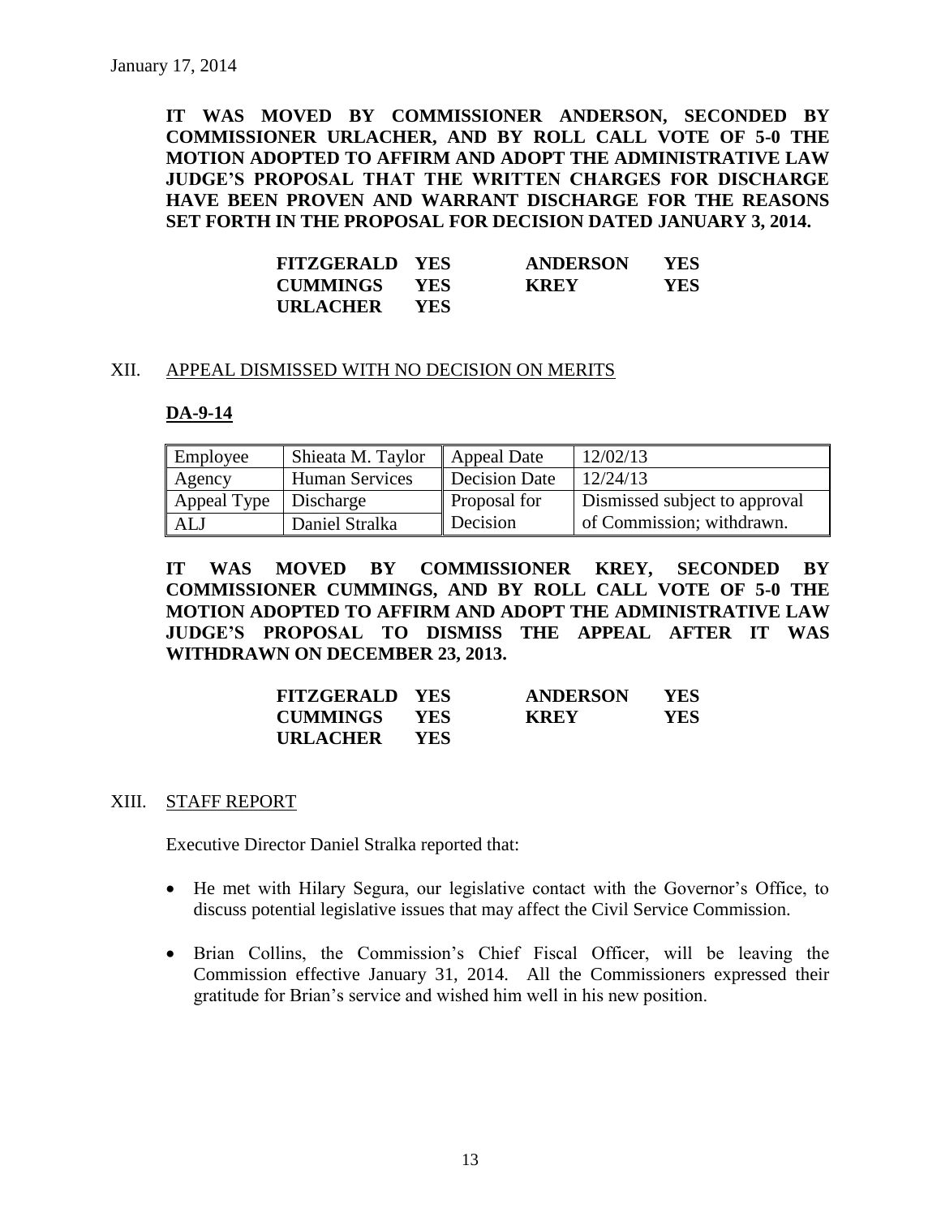**IT WAS MOVED BY COMMISSIONER ANDERSON, SECONDED BY COMMISSIONER URLACHER, AND BY ROLL CALL VOTE OF 5-0 THE MOTION ADOPTED TO AFFIRM AND ADOPT THE ADMINISTRATIVE LAW JUDGE'S PROPOSAL THAT THE WRITTEN CHARGES FOR DISCHARGE HAVE BEEN PROVEN AND WARRANT DISCHARGE FOR THE REASONS SET FORTH IN THE PROPOSAL FOR DECISION DATED JANUARY 3, 2014.**

| | | | |
|---|---|---|---|
| **FITZGERALD** | **YES** | **ANDERSON** | **YES** |
| **CUMMINGS** | **YES** | **KREY** | **YES** |
| **URLACHER** | **YES** | | |

## XII. APPEAL DISMISSED WITH NO DECISION ON MERITS

### DA-9-14

| | | | |
|---|---|---|---|
| Employee | Shieata M. Taylor | Appeal Date | 12/02/13 |
| Agency | Human Services | Decision Date | 12/24/13 |
| Appeal Type | Discharge | Proposal for Decision | Dismissed subject to approval of Commission; withdrawn. |
| ALJ | Daniel Stralka | | |

**IT WAS MOVED BY COMMISSIONER KREY, SECONDED BY COMMISSIONER CUMMINGS, AND BY ROLL CALL VOTE OF 5-0 THE MOTION ADOPTED TO AFFIRM AND ADOPT THE ADMINISTRATIVE LAW JUDGE'S PROPOSAL TO DISMISS THE APPEAL AFTER IT WAS WITHDRAWN ON DECEMBER 23, 2013.**

| | | | |
|---|---|---|---|
| **FITZGERALD** | **YES** | **ANDERSON** | **YES** |
| **CUMMINGS** | **YES** | **KREY** | **YES** |
| **URLACHER** | **YES** | | |

## XIII. STAFF REPORT

Executive Director Daniel Stralka reported that:

- He met with Hilary Segura, our legislative contact with the Governor's Office, to discuss potential legislative issues that may affect the Civil Service Commission.
- Brian Collins, the Commission's Chief Fiscal Officer, will be leaving the Commission effective January 31, 2014. All the Commissioners expressed their gratitude for Brian's service and wished him well in his new position.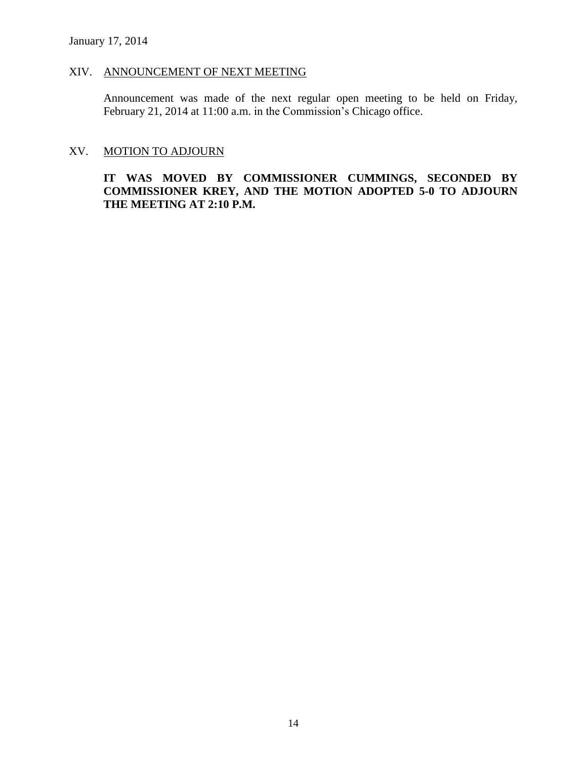January 17, 2014

## XIV. ANNOUNCEMENT OF NEXT MEETING

Announcement was made of the next regular open meeting to be held on Friday, February 21, 2014 at 11:00 a.m. in the Commission's Chicago office.

## XV. MOTION TO ADJOURN

**IT WAS MOVED BY COMMISSIONER CUMMINGS, SECONDED BY COMMISSIONER KREY, AND THE MOTION ADOPTED 5-0 TO ADJOURN THE MEETING AT 2:10 P.M.**